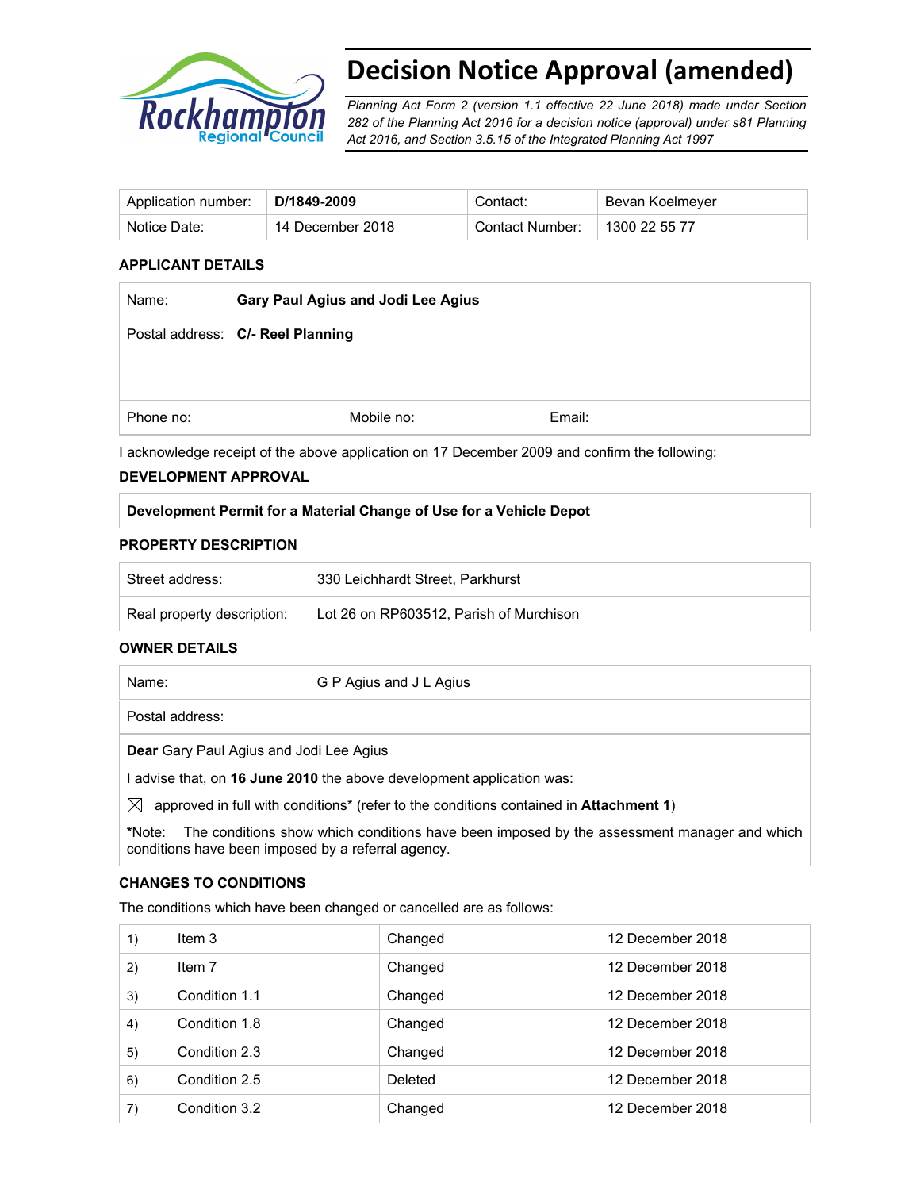# Decision Notice Approval (amended)

*Planning Act Form 2 (version 1.1 effective 22 June 2018) made under Section 282 of the Planning Act 2016 for a decision notice (approval) under s81 Planning Act 2016, and Section 3.5.15 of the Integrated Planning Act 1997*

| Application number: | **D/1849-2009** | Contact: | Bevan Koelmeyer |
|---|---|---|---|
| Notice Date: | 14 December 2018 | Contact Number: | 1300 22 55 77 |

### APPLICANT DETAILS

| | | |
|---|---|---|
| Name: | **Gary Paul Agius and Jodi Lee Agius** | |
| Postal address: | **C/- Reel Planning** | |
| Phone no: | Mobile no: | Email: |

I acknowledge receipt of the above application on 17 December 2009 and confirm the following:

### DEVELOPMENT APPROVAL

| **Development Permit for a Material Change of Use for a Vehicle Depot** |
|---|

### PROPERTY DESCRIPTION

| | |
|---|---|
| Street address: | 330 Leichhardt Street, Parkhurst |
| Real property description: | Lot 26 on RP603512, Parish of Murchison |

### OWNER DETAILS

| | |
|---|---|
| Name: | G P Agius and J L Agius |
| Postal address: | |

**Dear** Gary Paul Agius and Jodi Lee Agius

I advise that, on **16 June 2010** the above development application was:

☒ approved in full with conditions* (refer to the conditions contained in **Attachment 1**)

***Note:** The conditions show which conditions have been imposed by the assessment manager and which conditions have been imposed by a referral agency.

### CHANGES TO CONDITIONS

The conditions which have been changed or cancelled are as follows:

| | | | |
|---|---|---|---|
| 1) | Item 3 | Changed | 12 December 2018 |
| 2) | Item 7 | Changed | 12 December 2018 |
| 3) | Condition 1.1 | Changed | 12 December 2018 |
| 4) | Condition 1.8 | Changed | 12 December 2018 |
| 5) | Condition 2.3 | Changed | 12 December 2018 |
| 6) | Condition 2.5 | Deleted | 12 December 2018 |
| 7) | Condition 3.2 | Changed | 12 December 2018 |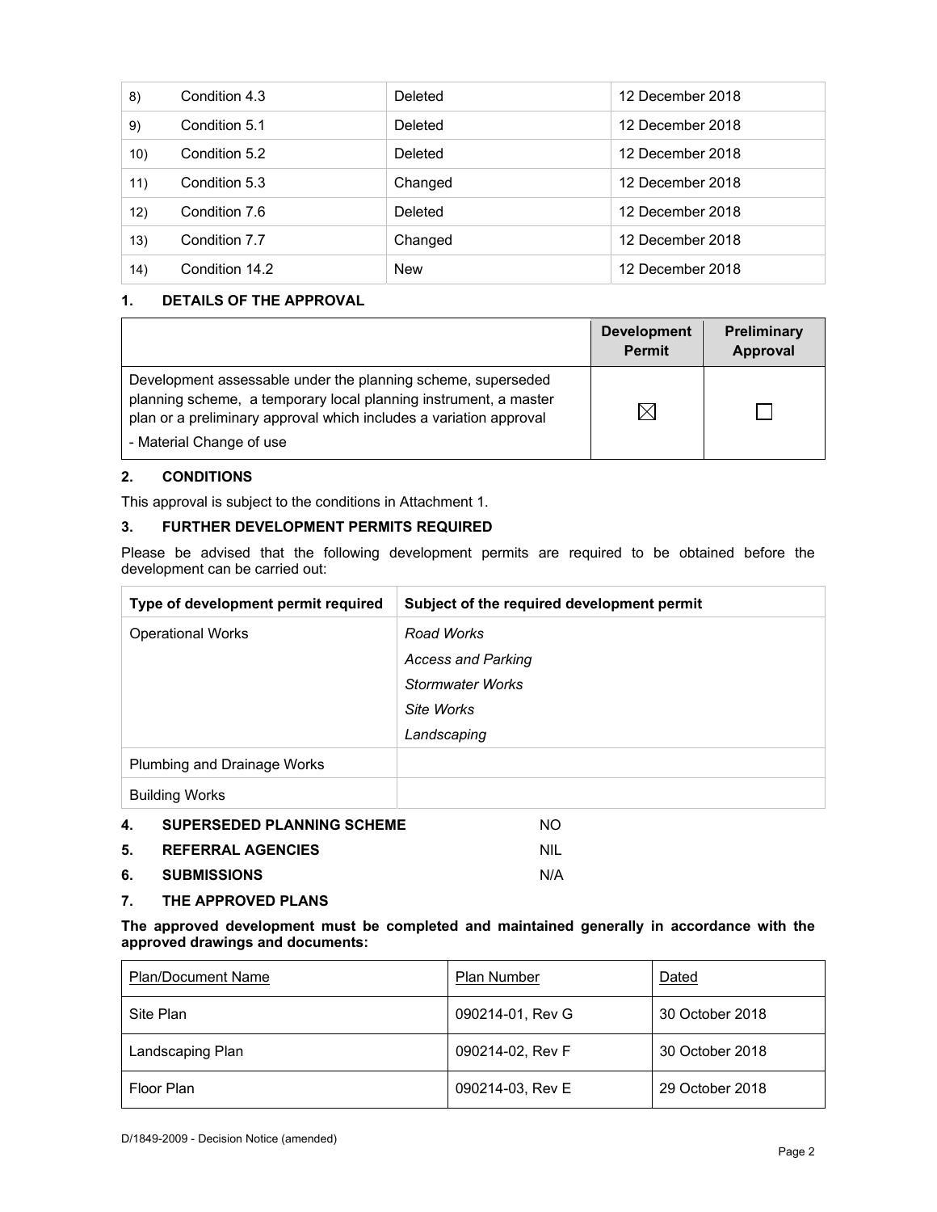| 8) | Condition 4.3 | Deleted | 12 December 2018 |
|---|---|---|---|
| 9) | Condition 5.1 | Deleted | 12 December 2018 |
| 10) | Condition 5.2 | Deleted | 12 December 2018 |
| 11) | Condition 5.3 | Changed | 12 December 2018 |
| 12) | Condition 7.6 | Deleted | 12 December 2018 |
| 13) | Condition 7.7 | Changed | 12 December 2018 |
| 14) | Condition 14.2 | New | 12 December 2018 |

## 1. DETAILS OF THE APPROVAL

| | Development Permit | Preliminary Approval |
|---|---|---|
| Development assessable under the planning scheme, superseded planning scheme, a temporary local planning instrument, a master plan or a preliminary approval which includes a variation approval<br>- Material Change of use | ☒ | ☐ |

## 2. CONDITIONS

This approval is subject to the conditions in Attachment 1.

## 3. FURTHER DEVELOPMENT PERMITS REQUIRED

Please be advised that the following development permits are required to be obtained before the development can be carried out:

| Type of development permit required | Subject of the required development permit |
|---|---|
| Operational Works | *Road Works*<br>*Access and Parking*<br>*Stormwater Works*<br>*Site Works*<br>*Landscaping* |
| Plumbing and Drainage Works | |
| Building Works | |

## 4. SUPERSEDED PLANNING SCHEME NO

## 5. REFERRAL AGENCIES NIL

## 6. SUBMISSIONS N/A

## 7. THE APPROVED PLANS

**The approved development must be completed and maintained generally in accordance with the approved drawings and documents:**

| Plan/Document Name | Plan Number | Dated |
|---|---|---|
| Site Plan | 090214-01, Rev G | 30 October 2018 |
| Landscaping Plan | 090214-02, Rev F | 30 October 2018 |
| Floor Plan | 090214-03, Rev E | 29 October 2018 |

D/1849-2009 - Decision Notice (amended)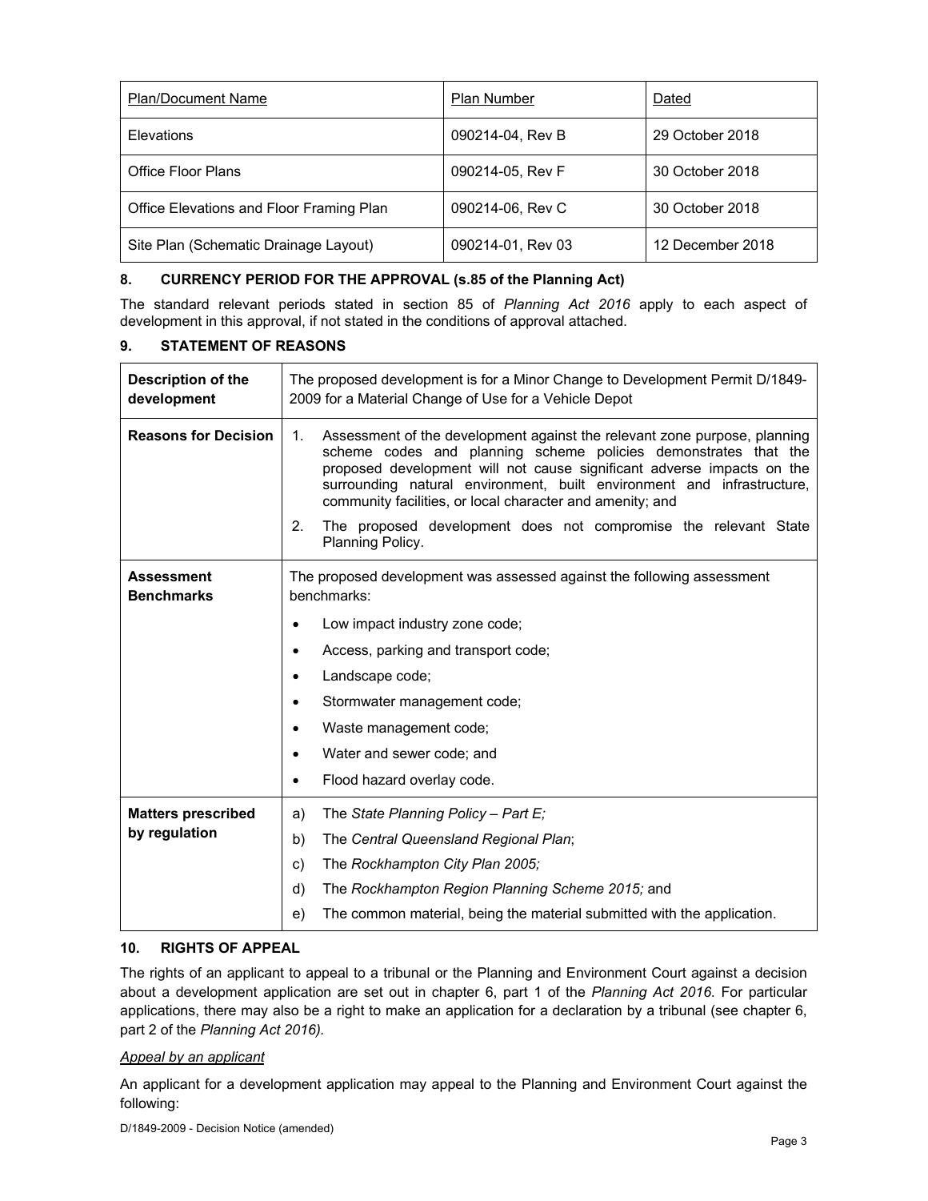| Plan/Document Name | Plan Number | Dated |
|---|---|---|
| Elevations | 090214-04, Rev B | 29 October 2018 |
| Office Floor Plans | 090214-05, Rev F | 30 October 2018 |
| Office Elevations and Floor Framing Plan | 090214-06, Rev C | 30 October 2018 |
| Site Plan (Schematic Drainage Layout) | 090214-01, Rev 03 | 12 December 2018 |

## 8. CURRENCY PERIOD FOR THE APPROVAL (s.85 of the Planning Act)

The standard relevant periods stated in section 85 of *Planning Act 2016* apply to each aspect of development in this approval, if not stated in the conditions of approval attached.

## 9. STATEMENT OF REASONS

| | |
|---|---|
| **Description of the development** | The proposed development is for a Minor Change to Development Permit D/1849-2009 for a Material Change of Use for a Vehicle Depot |
| **Reasons for Decision** | 1. Assessment of the development against the relevant zone purpose, planning scheme codes and planning scheme policies demonstrates that the proposed development will not cause significant adverse impacts on the surrounding natural environment, built environment and infrastructure, community facilities, or local character and amenity; and<br>2. The proposed development does not compromise the relevant State Planning Policy. |
| **Assessment Benchmarks** | The proposed development was assessed against the following assessment benchmarks:<br>• Low impact industry zone code;<br>• Access, parking and transport code;<br>• Landscape code;<br>• Stormwater management code;<br>• Waste management code;<br>• Water and sewer code; and<br>• Flood hazard overlay code. |
| **Matters prescribed by regulation** | a) The *State Planning Policy – Part E;*<br>b) The *Central Queensland Regional Plan*;<br>c) The *Rockhampton City Plan 2005;*<br>d) The *Rockhampton Region Planning Scheme 2015;* and<br>e) The common material, being the material submitted with the application. |

## 10. RIGHTS OF APPEAL

The rights of an applicant to appeal to a tribunal or the Planning and Environment Court against a decision about a development application are set out in chapter 6, part 1 of the *Planning Act 2016*. For particular applications, there may also be a right to make an application for a declaration by a tribunal (see chapter 6, part 2 of the *Planning Act 2016).*

*Appeal by an applicant*

An applicant for a development application may appeal to the Planning and Environment Court against the following: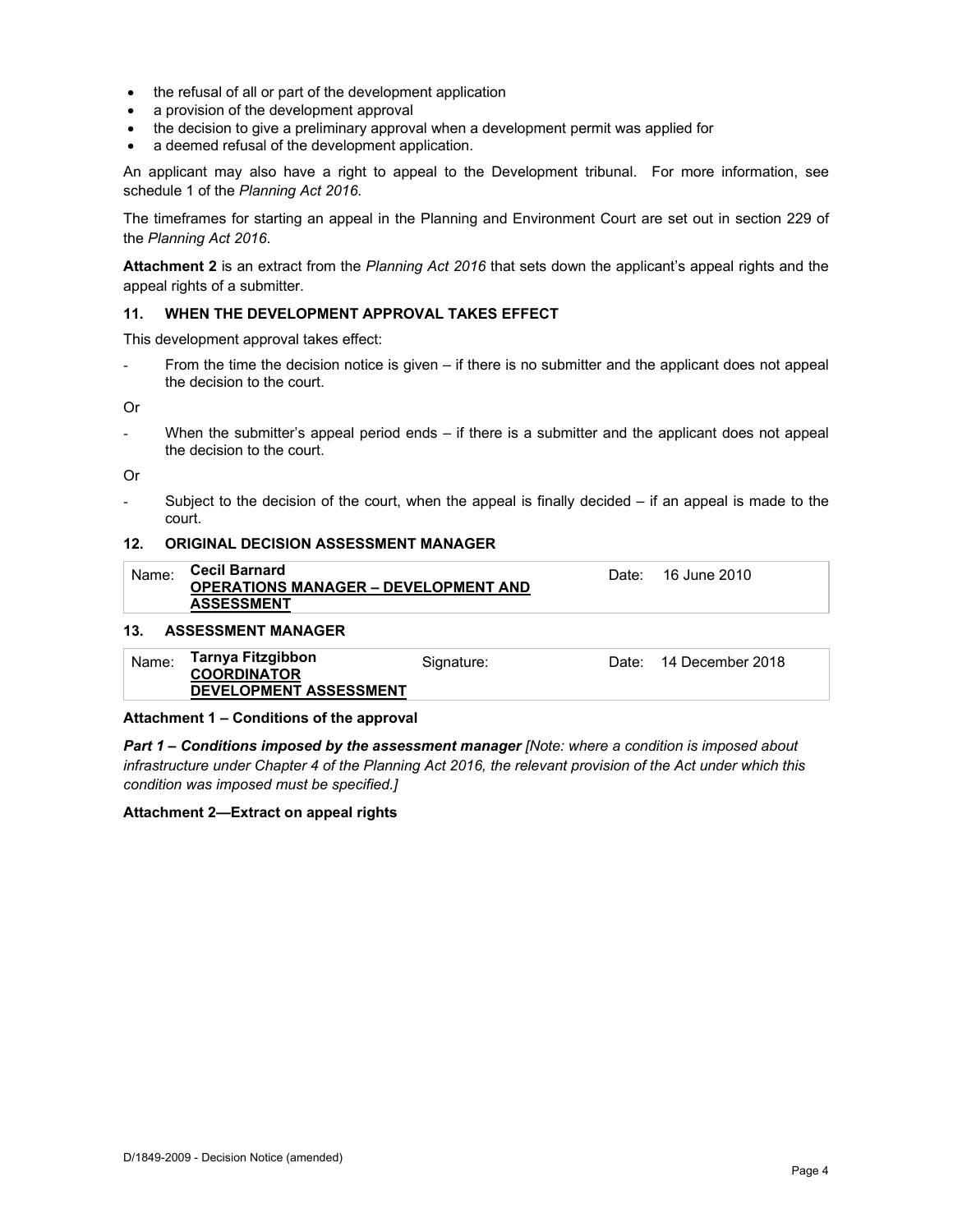- the refusal of all or part of the development application
- a provision of the development approval
- the decision to give a preliminary approval when a development permit was applied for
- a deemed refusal of the development application.

An applicant may also have a right to appeal to the Development tribunal. For more information, see schedule 1 of the *Planning Act 2016*.

The timeframes for starting an appeal in the Planning and Environment Court are set out in section 229 of the *Planning Act 2016*.

**Attachment 2** is an extract from the *Planning Act 2016* that sets down the applicant's appeal rights and the appeal rights of a submitter.

### 11. WHEN THE DEVELOPMENT APPROVAL TAKES EFFECT

This development approval takes effect:

- From the time the decision notice is given – if there is no submitter and the applicant does not appeal the decision to the court.

Or

- When the submitter's appeal period ends – if there is a submitter and the applicant does not appeal the decision to the court.

Or

- Subject to the decision of the court, when the appeal is finally decided – if an appeal is made to the court.

### 12. ORIGINAL DECISION ASSESSMENT MANAGER

| Name: | **Cecil Barnard** **OPERATIONS MANAGER – DEVELOPMENT AND ASSESSMENT** | Date: | 16 June 2010 |
|---|---|---|---|

### 13. ASSESSMENT MANAGER

| Name: | **Tarnya Fitzgibbon** **COORDINATOR DEVELOPMENT ASSESSMENT** | Signature: | Date: 14 December 2018 |
|---|---|---|---|

**Attachment 1 – Conditions of the approval**

***Part 1 – Conditions imposed by the assessment manager*** *[Note: where a condition is imposed about infrastructure under Chapter 4 of the Planning Act 2016, the relevant provision of the Act under which this condition was imposed must be specified.]*

**Attachment 2—Extract on appeal rights**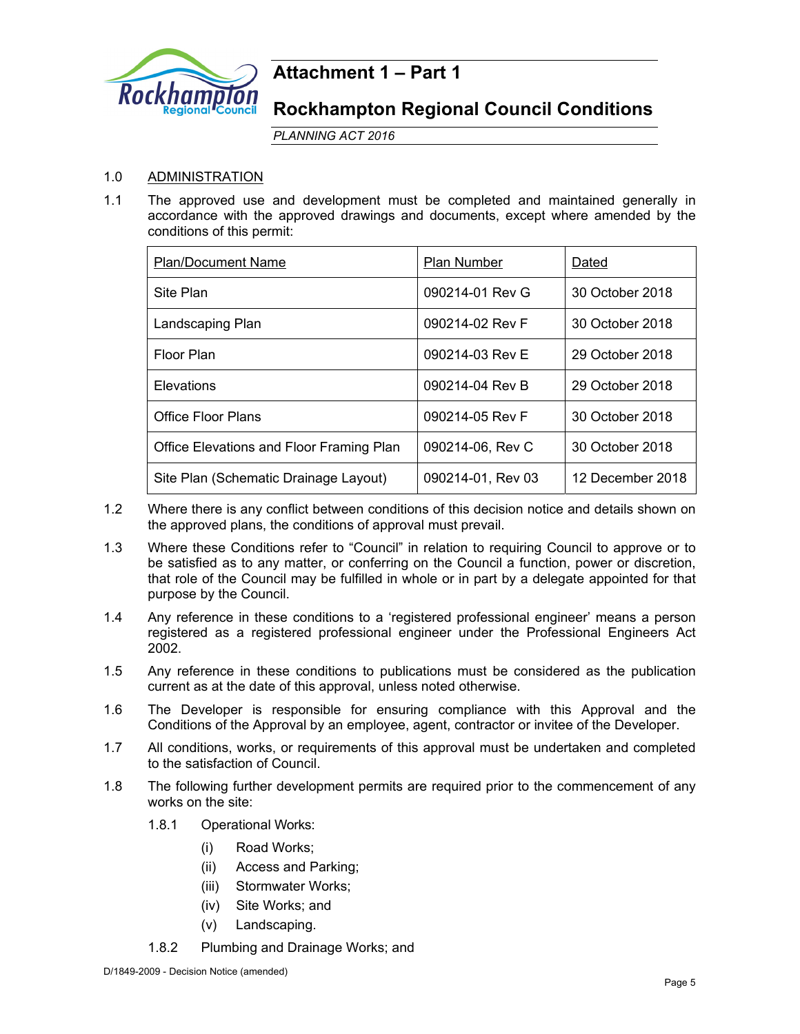# Attachment 1 – Part 1

# Rockhampton Regional Council Conditions

*PLANNING ACT 2016*

1.0 ADMINISTRATION

1.1 The approved use and development must be completed and maintained generally in accordance with the approved drawings and documents, except where amended by the conditions of this permit:

| Plan/Document Name | Plan Number | Dated |
|---|---|---|
| Site Plan | 090214-01 Rev G | 30 October 2018 |
| Landscaping Plan | 090214-02 Rev F | 30 October 2018 |
| Floor Plan | 090214-03 Rev E | 29 October 2018 |
| Elevations | 090214-04 Rev B | 29 October 2018 |
| Office Floor Plans | 090214-05 Rev F | 30 October 2018 |
| Office Elevations and Floor Framing Plan | 090214-06, Rev C | 30 October 2018 |
| Site Plan (Schematic Drainage Layout) | 090214-01, Rev 03 | 12 December 2018 |

1.2 Where there is any conflict between conditions of this decision notice and details shown on the approved plans, the conditions of approval must prevail.

1.3 Where these Conditions refer to "Council" in relation to requiring Council to approve or to be satisfied as to any matter, or conferring on the Council a function, power or discretion, that role of the Council may be fulfilled in whole or in part by a delegate appointed for that purpose by the Council.

1.4 Any reference in these conditions to a 'registered professional engineer' means a person registered as a registered professional engineer under the Professional Engineers Act 2002.

1.5 Any reference in these conditions to publications must be considered as the publication current as at the date of this approval, unless noted otherwise.

1.6 The Developer is responsible for ensuring compliance with this Approval and the Conditions of the Approval by an employee, agent, contractor or invitee of the Developer.

1.7 All conditions, works, or requirements of this approval must be undertaken and completed to the satisfaction of Council.

1.8 The following further development permits are required prior to the commencement of any works on the site:

1.8.1 Operational Works:

(i) Road Works;

(ii) Access and Parking;

(iii) Stormwater Works;

(iv) Site Works; and

(v) Landscaping.

1.8.2 Plumbing and Drainage Works; and

D/1849-2009 - Decision Notice (amended)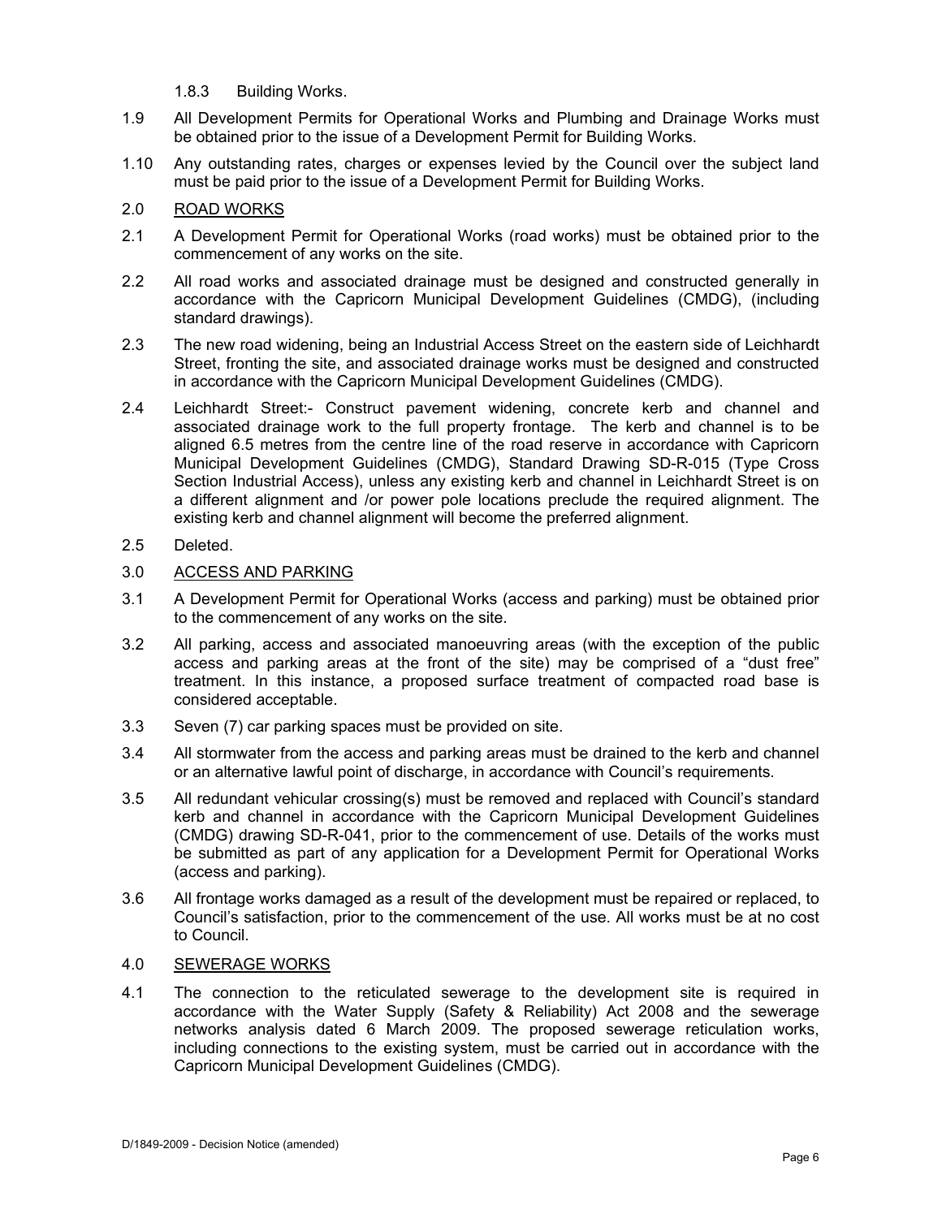1.8.3 Building Works.

1.9 All Development Permits for Operational Works and Plumbing and Drainage Works must be obtained prior to the issue of a Development Permit for Building Works.

1.10 Any outstanding rates, charges or expenses levied by the Council over the subject land must be paid prior to the issue of a Development Permit for Building Works.

2.0 <u>ROAD WORKS</u>

2.1 A Development Permit for Operational Works (road works) must be obtained prior to the commencement of any works on the site.

2.2 All road works and associated drainage must be designed and constructed generally in accordance with the Capricorn Municipal Development Guidelines (CMDG), (including standard drawings).

2.3 The new road widening, being an Industrial Access Street on the eastern side of Leichhardt Street, fronting the site, and associated drainage works must be designed and constructed in accordance with the Capricorn Municipal Development Guidelines (CMDG).

2.4 Leichhardt Street:- Construct pavement widening, concrete kerb and channel and associated drainage work to the full property frontage. The kerb and channel is to be aligned 6.5 metres from the centre line of the road reserve in accordance with Capricorn Municipal Development Guidelines (CMDG), Standard Drawing SD-R-015 (Type Cross Section Industrial Access), unless any existing kerb and channel in Leichhardt Street is on a different alignment and /or power pole locations preclude the required alignment. The existing kerb and channel alignment will become the preferred alignment.

2.5 Deleted.

3.0 <u>ACCESS AND PARKING</u>

3.1 A Development Permit for Operational Works (access and parking) must be obtained prior to the commencement of any works on the site.

3.2 All parking, access and associated manoeuvring areas (with the exception of the public access and parking areas at the front of the site) may be comprised of a "dust free" treatment. In this instance, a proposed surface treatment of compacted road base is considered acceptable.

3.3 Seven (7) car parking spaces must be provided on site.

3.4 All stormwater from the access and parking areas must be drained to the kerb and channel or an alternative lawful point of discharge, in accordance with Council's requirements.

3.5 All redundant vehicular crossing(s) must be removed and replaced with Council's standard kerb and channel in accordance with the Capricorn Municipal Development Guidelines (CMDG) drawing SD-R-041, prior to the commencement of use. Details of the works must be submitted as part of any application for a Development Permit for Operational Works (access and parking).

3.6 All frontage works damaged as a result of the development must be repaired or replaced, to Council's satisfaction, prior to the commencement of the use. All works must be at no cost to Council.

4.0 <u>SEWERAGE WORKS</u>

4.1 The connection to the reticulated sewerage to the development site is required in accordance with the Water Supply (Safety & Reliability) Act 2008 and the sewerage networks analysis dated 6 March 2009. The proposed sewerage reticulation works, including connections to the existing system, must be carried out in accordance with the Capricorn Municipal Development Guidelines (CMDG).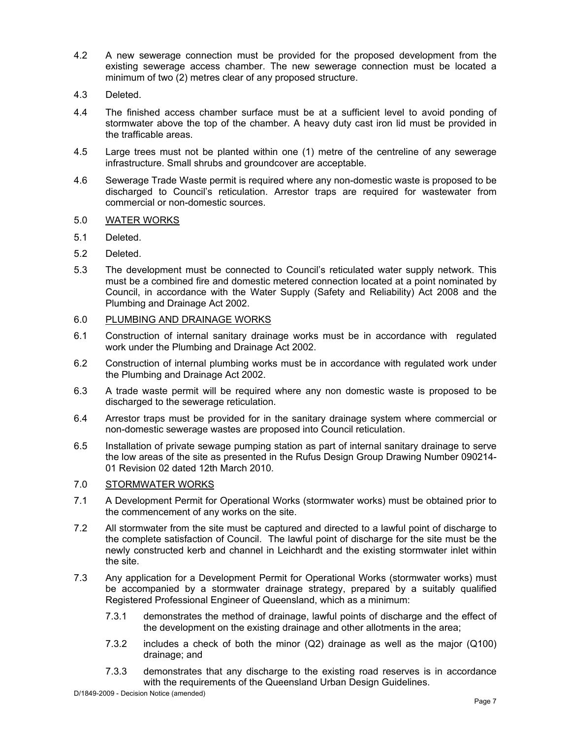4.2 A new sewerage connection must be provided for the proposed development from the existing sewerage access chamber. The new sewerage connection must be located a minimum of two (2) metres clear of any proposed structure.

4.3 Deleted.

4.4 The finished access chamber surface must be at a sufficient level to avoid ponding of stormwater above the top of the chamber. A heavy duty cast iron lid must be provided in the trafficable areas.

4.5 Large trees must not be planted within one (1) metre of the centreline of any sewerage infrastructure. Small shrubs and groundcover are acceptable.

4.6 Sewerage Trade Waste permit is required where any non-domestic waste is proposed to be discharged to Council's reticulation. Arrestor traps are required for wastewater from commercial or non-domestic sources.

5.0 <u>WATER WORKS</u>

5.1 Deleted.

5.2 Deleted.

5.3 The development must be connected to Council's reticulated water supply network. This must be a combined fire and domestic metered connection located at a point nominated by Council, in accordance with the Water Supply (Safety and Reliability) Act 2008 and the Plumbing and Drainage Act 2002.

6.0 <u>PLUMBING AND DRAINAGE WORKS</u>

6.1 Construction of internal sanitary drainage works must be in accordance with regulated work under the Plumbing and Drainage Act 2002.

6.2 Construction of internal plumbing works must be in accordance with regulated work under the Plumbing and Drainage Act 2002.

6.3 A trade waste permit will be required where any non domestic waste is proposed to be discharged to the sewerage reticulation.

6.4 Arrestor traps must be provided for in the sanitary drainage system where commercial or non-domestic sewerage wastes are proposed into Council reticulation.

6.5 Installation of private sewage pumping station as part of internal sanitary drainage to serve the low areas of the site as presented in the Rufus Design Group Drawing Number 090214-01 Revision 02 dated 12th March 2010.

7.0 <u>STORMWATER WORKS</u>

7.1 A Development Permit for Operational Works (stormwater works) must be obtained prior to the commencement of any works on the site.

7.2 All stormwater from the site must be captured and directed to a lawful point of discharge to the complete satisfaction of Council. The lawful point of discharge for the site must be the newly constructed kerb and channel in Leichhardt and the existing stormwater inlet within the site.

7.3 Any application for a Development Permit for Operational Works (stormwater works) must be accompanied by a stormwater drainage strategy, prepared by a suitably qualified Registered Professional Engineer of Queensland, which as a minimum:

  7.3.1 demonstrates the method of drainage, lawful points of discharge and the effect of the development on the existing drainage and other allotments in the area;

  7.3.2 includes a check of both the minor (Q2) drainage as well as the major (Q100) drainage; and

  7.3.3 demonstrates that any discharge to the existing road reserves is in accordance with the requirements of the Queensland Urban Design Guidelines.

D/1849-2009 - Decision Notice (amended)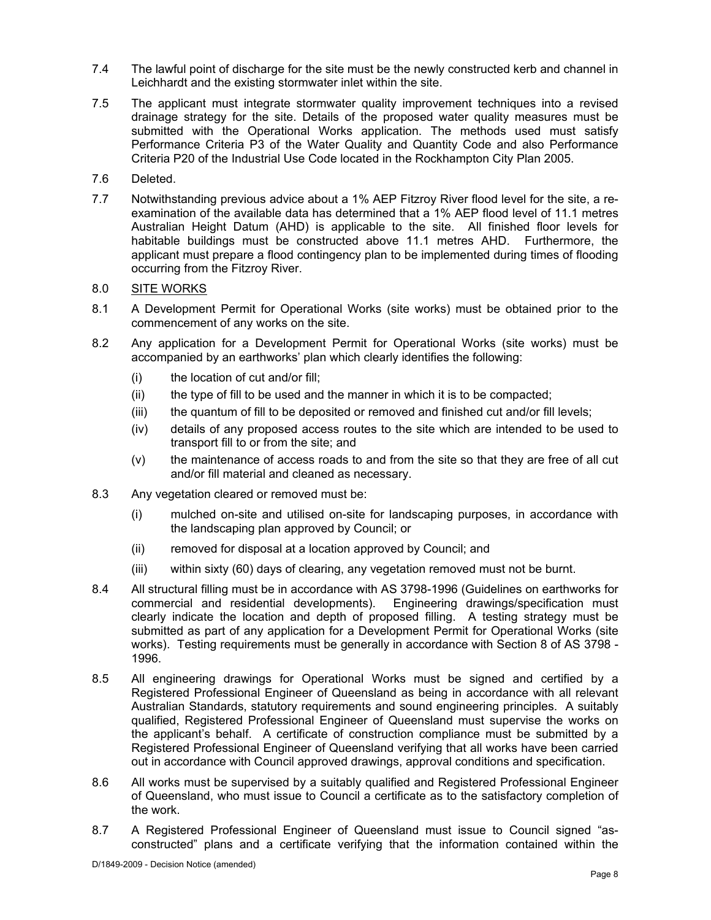7.4 The lawful point of discharge for the site must be the newly constructed kerb and channel in Leichhardt and the existing stormwater inlet within the site.

7.5 The applicant must integrate stormwater quality improvement techniques into a revised drainage strategy for the site. Details of the proposed water quality measures must be submitted with the Operational Works application. The methods used must satisfy Performance Criteria P3 of the Water Quality and Quantity Code and also Performance Criteria P20 of the Industrial Use Code located in the Rockhampton City Plan 2005.

7.6 Deleted.

7.7 Notwithstanding previous advice about a 1% AEP Fitzroy River flood level for the site, a re-examination of the available data has determined that a 1% AEP flood level of 11.1 metres Australian Height Datum (AHD) is applicable to the site. All finished floor levels for habitable buildings must be constructed above 11.1 metres AHD. Furthermore, the applicant must prepare a flood contingency plan to be implemented during times of flooding occurring from the Fitzroy River.

8.0 <u>SITE WORKS</u>

8.1 A Development Permit for Operational Works (site works) must be obtained prior to the commencement of any works on the site.

8.2 Any application for a Development Permit for Operational Works (site works) must be accompanied by an earthworks' plan which clearly identifies the following:

(i) the location of cut and/or fill;

(ii) the type of fill to be used and the manner in which it is to be compacted;

(iii) the quantum of fill to be deposited or removed and finished cut and/or fill levels;

(iv) details of any proposed access routes to the site which are intended to be used to transport fill to or from the site; and

(v) the maintenance of access roads to and from the site so that they are free of all cut and/or fill material and cleaned as necessary.

8.3 Any vegetation cleared or removed must be:

(i) mulched on-site and utilised on-site for landscaping purposes, in accordance with the landscaping plan approved by Council; or

(ii) removed for disposal at a location approved by Council; and

(iii) within sixty (60) days of clearing, any vegetation removed must not be burnt.

8.4 All structural filling must be in accordance with AS 3798-1996 (Guidelines on earthworks for commercial and residential developments). Engineering drawings/specification must clearly indicate the location and depth of proposed filling. A testing strategy must be submitted as part of any application for a Development Permit for Operational Works (site works). Testing requirements must be generally in accordance with Section 8 of AS 3798 - 1996.

8.5 All engineering drawings for Operational Works must be signed and certified by a Registered Professional Engineer of Queensland as being in accordance with all relevant Australian Standards, statutory requirements and sound engineering principles. A suitably qualified, Registered Professional Engineer of Queensland must supervise the works on the applicant's behalf. A certificate of construction compliance must be submitted by a Registered Professional Engineer of Queensland verifying that all works have been carried out in accordance with Council approved drawings, approval conditions and specification.

8.6 All works must be supervised by a suitably qualified and Registered Professional Engineer of Queensland, who must issue to Council a certificate as to the satisfactory completion of the work.

8.7 A Registered Professional Engineer of Queensland must issue to Council signed "as-constructed" plans and a certificate verifying that the information contained within the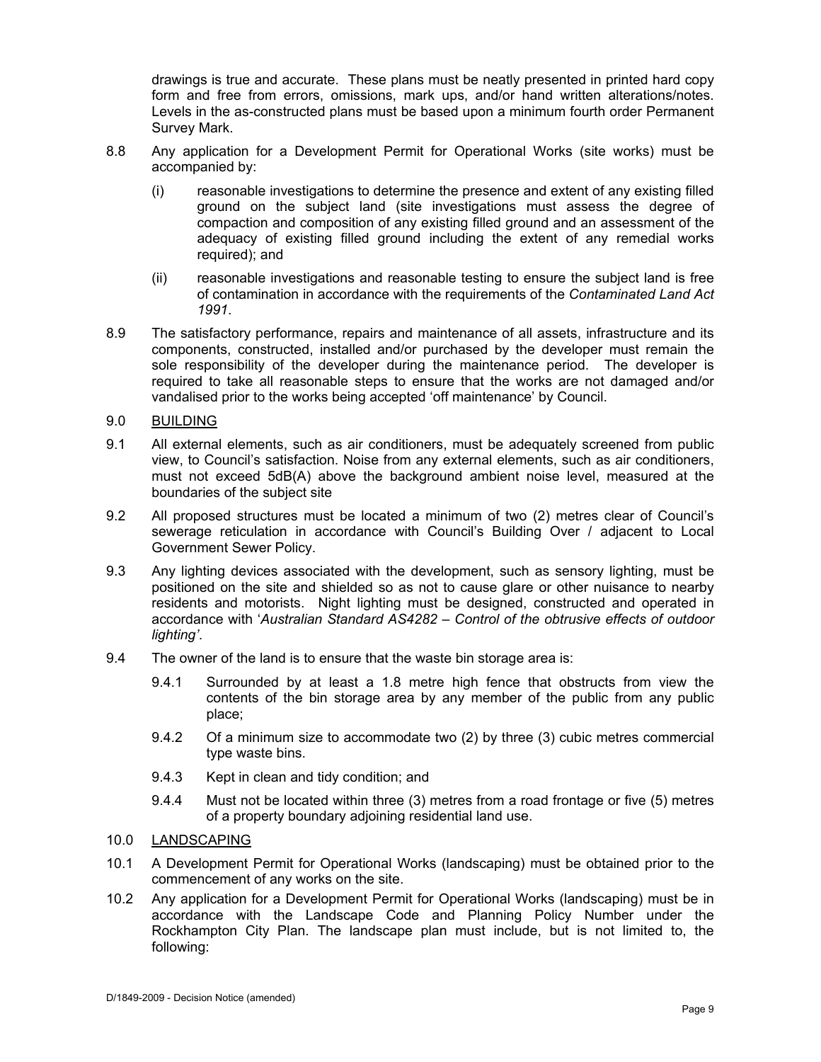drawings is true and accurate. These plans must be neatly presented in printed hard copy form and free from errors, omissions, mark ups, and/or hand written alterations/notes. Levels in the as-constructed plans must be based upon a minimum fourth order Permanent Survey Mark.

8.8 Any application for a Development Permit for Operational Works (site works) must be accompanied by:

(i) reasonable investigations to determine the presence and extent of any existing filled ground on the subject land (site investigations must assess the degree of compaction and composition of any existing filled ground and an assessment of the adequacy of existing filled ground including the extent of any remedial works required); and

(ii) reasonable investigations and reasonable testing to ensure the subject land is free of contamination in accordance with the requirements of the *Contaminated Land Act 1991*.

8.9 The satisfactory performance, repairs and maintenance of all assets, infrastructure and its components, constructed, installed and/or purchased by the developer must remain the sole responsibility of the developer during the maintenance period. The developer is required to take all reasonable steps to ensure that the works are not damaged and/or vandalised prior to the works being accepted 'off maintenance' by Council.

9.0 <u>BUILDING</u>

9.1 All external elements, such as air conditioners, must be adequately screened from public view, to Council's satisfaction. Noise from any external elements, such as air conditioners, must not exceed 5dB(A) above the background ambient noise level, measured at the boundaries of the subject site

9.2 All proposed structures must be located a minimum of two (2) metres clear of Council's sewerage reticulation in accordance with Council's Building Over / adjacent to Local Government Sewer Policy.

9.3 Any lighting devices associated with the development, such as sensory lighting, must be positioned on the site and shielded so as not to cause glare or other nuisance to nearby residents and motorists. Night lighting must be designed, constructed and operated in accordance with '*Australian Standard AS4282 – Control of the obtrusive effects of outdoor lighting'*.

9.4 The owner of the land is to ensure that the waste bin storage area is:

9.4.1 Surrounded by at least a 1.8 metre high fence that obstructs from view the contents of the bin storage area by any member of the public from any public place;

9.4.2 Of a minimum size to accommodate two (2) by three (3) cubic metres commercial type waste bins.

9.4.3 Kept in clean and tidy condition; and

9.4.4 Must not be located within three (3) metres from a road frontage or five (5) metres of a property boundary adjoining residential land use.

10.0 <u>LANDSCAPING</u>

10.1 A Development Permit for Operational Works (landscaping) must be obtained prior to the commencement of any works on the site.

10.2 Any application for a Development Permit for Operational Works (landscaping) must be in accordance with the Landscape Code and Planning Policy Number under the Rockhampton City Plan. The landscape plan must include, but is not limited to, the following: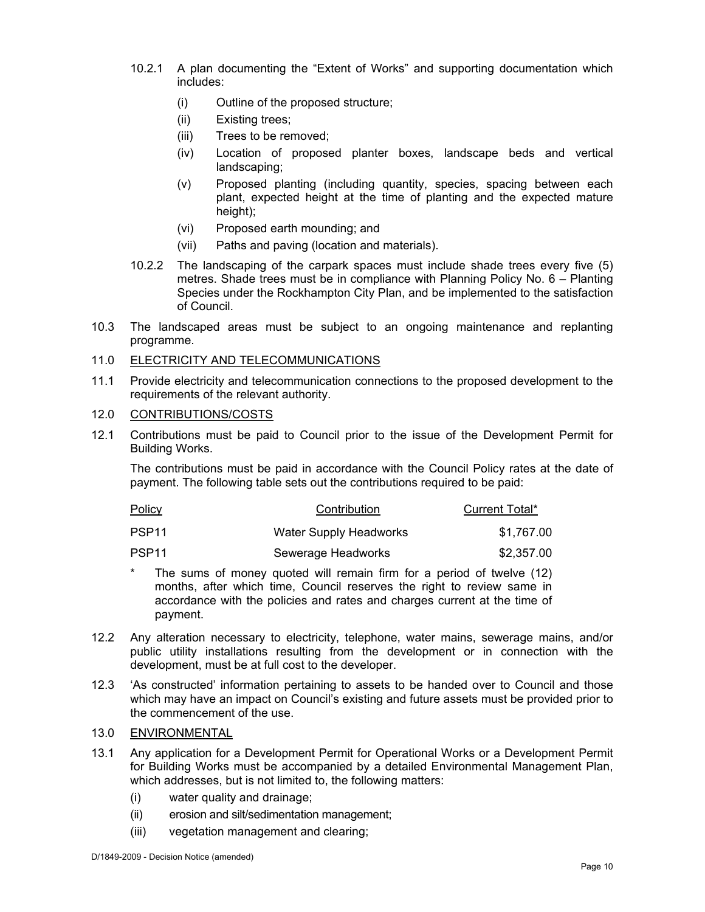10.2.1 A plan documenting the "Extent of Works" and supporting documentation which includes:

(i) Outline of the proposed structure;

(ii) Existing trees;

(iii) Trees to be removed;

(iv) Location of proposed planter boxes, landscape beds and vertical landscaping;

(v) Proposed planting (including quantity, species, spacing between each plant, expected height at the time of planting and the expected mature height);

(vi) Proposed earth mounding; and

(vii) Paths and paving (location and materials).

10.2.2 The landscaping of the carpark spaces must include shade trees every five (5) metres. Shade trees must be in compliance with Planning Policy No. 6 – Planting Species under the Rockhampton City Plan, and be implemented to the satisfaction of Council.

10.3 The landscaped areas must be subject to an ongoing maintenance and replanting programme.

11.0 <u>ELECTRICITY AND TELECOMMUNICATIONS</u>

11.1 Provide electricity and telecommunication connections to the proposed development to the requirements of the relevant authority.

12.0 <u>CONTRIBUTIONS/COSTS</u>

12.1 Contributions must be paid to Council prior to the issue of the Development Permit for Building Works.

The contributions must be paid in accordance with the Council Policy rates at the date of payment. The following table sets out the contributions required to be paid:

| Policy | Contribution | Current Total* |
|---|---|---|
| PSP11 | Water Supply Headworks | $1,767.00 |
| PSP11 | Sewerage Headworks | $2,357.00 |

\* The sums of money quoted will remain firm for a period of twelve (12) months, after which time, Council reserves the right to review same in accordance with the policies and rates and charges current at the time of payment.

12.2 Any alteration necessary to electricity, telephone, water mains, sewerage mains, and/or public utility installations resulting from the development or in connection with the development, must be at full cost to the developer.

12.3 'As constructed' information pertaining to assets to be handed over to Council and those which may have an impact on Council's existing and future assets must be provided prior to the commencement of the use.

13.0 <u>ENVIRONMENTAL</u>

13.1 Any application for a Development Permit for Operational Works or a Development Permit for Building Works must be accompanied by a detailed Environmental Management Plan, which addresses, but is not limited to, the following matters:

(i) water quality and drainage;

(ii) erosion and silt/sedimentation management;

(iii) vegetation management and clearing;

D/1849-2009 - Decision Notice (amended)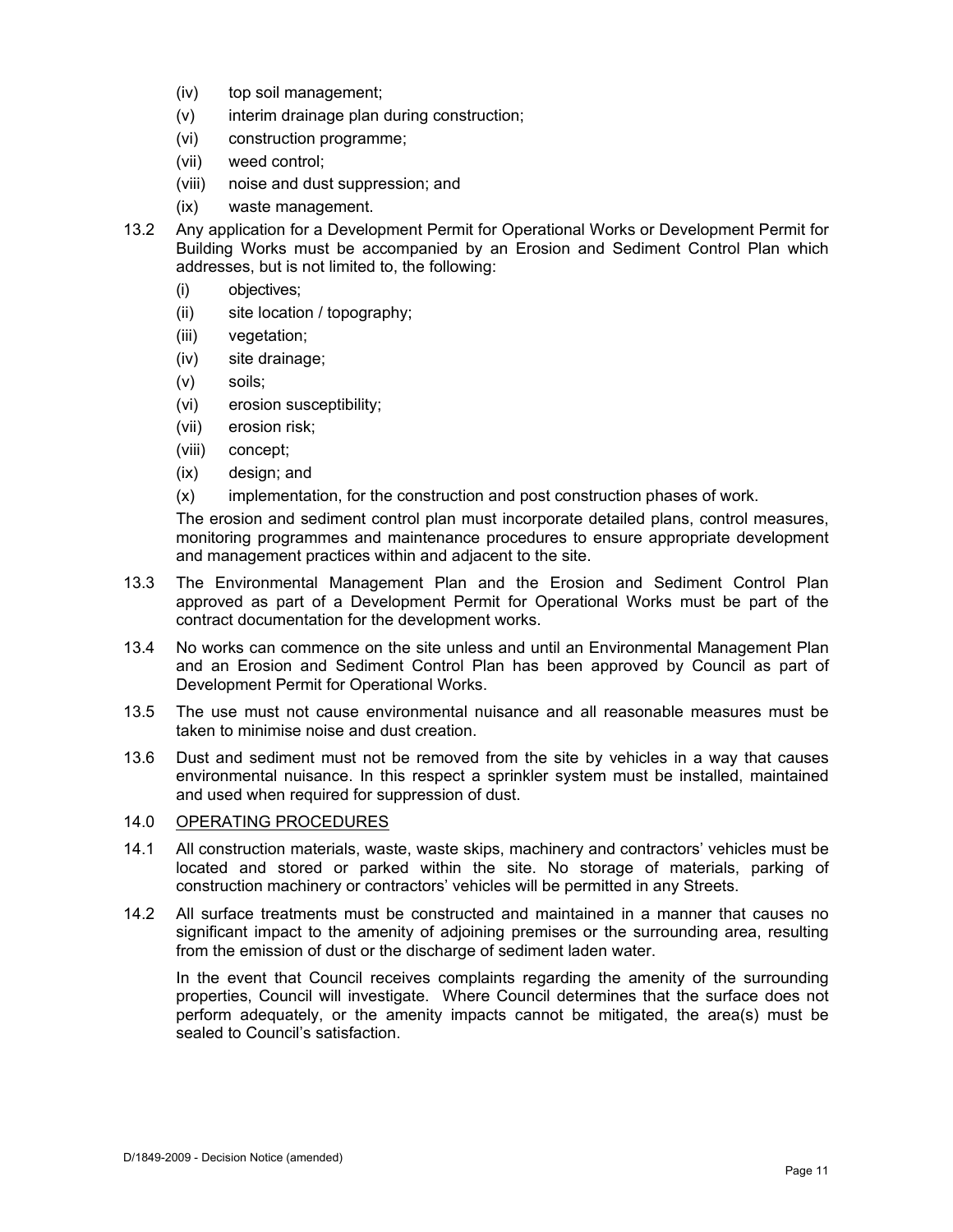(iv) top soil management;
(v) interim drainage plan during construction;
(vi) construction programme;
(vii) weed control;
(viii) noise and dust suppression; and
(ix) waste management.

13.2 Any application for a Development Permit for Operational Works or Development Permit for Building Works must be accompanied by an Erosion and Sediment Control Plan which addresses, but is not limited to, the following:

(i) objectives;
(ii) site location / topography;
(iii) vegetation;
(iv) site drainage;
(v) soils;
(vi) erosion susceptibility;
(vii) erosion risk;
(viii) concept;
(ix) design; and
(x) implementation, for the construction and post construction phases of work.

The erosion and sediment control plan must incorporate detailed plans, control measures, monitoring programmes and maintenance procedures to ensure appropriate development and management practices within and adjacent to the site.

13.3 The Environmental Management Plan and the Erosion and Sediment Control Plan approved as part of a Development Permit for Operational Works must be part of the contract documentation for the development works.

13.4 No works can commence on the site unless and until an Environmental Management Plan and an Erosion and Sediment Control Plan has been approved by Council as part of Development Permit for Operational Works.

13.5 The use must not cause environmental nuisance and all reasonable measures must be taken to minimise noise and dust creation.

13.6 Dust and sediment must not be removed from the site by vehicles in a way that causes environmental nuisance. In this respect a sprinkler system must be installed, maintained and used when required for suppression of dust.

14.0 OPERATING PROCEDURES

14.1 All construction materials, waste, waste skips, machinery and contractors' vehicles must be located and stored or parked within the site. No storage of materials, parking of construction machinery or contractors' vehicles will be permitted in any Streets.

14.2 All surface treatments must be constructed and maintained in a manner that causes no significant impact to the amenity of adjoining premises or the surrounding area, resulting from the emission of dust or the discharge of sediment laden water.

In the event that Council receives complaints regarding the amenity of the surrounding properties, Council will investigate. Where Council determines that the surface does not perform adequately, or the amenity impacts cannot be mitigated, the area(s) must be sealed to Council's satisfaction.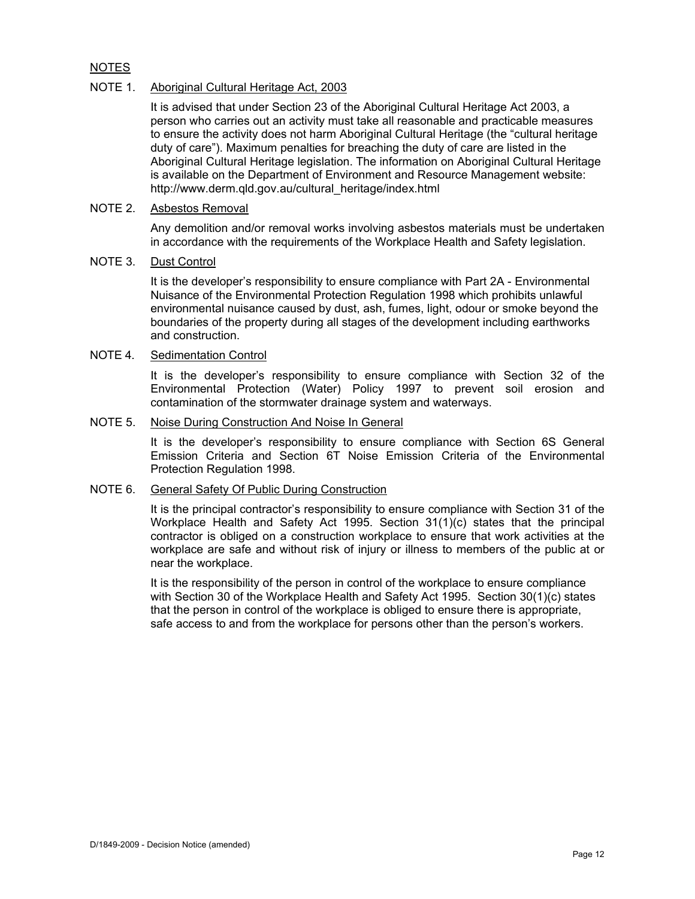## NOTES

### NOTE 1. Aboriginal Cultural Heritage Act, 2003

It is advised that under Section 23 of the Aboriginal Cultural Heritage Act 2003, a person who carries out an activity must take all reasonable and practicable measures to ensure the activity does not harm Aboriginal Cultural Heritage (the "cultural heritage duty of care"). Maximum penalties for breaching the duty of care are listed in the Aboriginal Cultural Heritage legislation. The information on Aboriginal Cultural Heritage is available on the Department of Environment and Resource Management website: http://www.derm.qld.gov.au/cultural_heritage/index.html

### NOTE 2. Asbestos Removal

Any demolition and/or removal works involving asbestos materials must be undertaken in accordance with the requirements of the Workplace Health and Safety legislation.

### NOTE 3. Dust Control

It is the developer's responsibility to ensure compliance with Part 2A - Environmental Nuisance of the Environmental Protection Regulation 1998 which prohibits unlawful environmental nuisance caused by dust, ash, fumes, light, odour or smoke beyond the boundaries of the property during all stages of the development including earthworks and construction.

### NOTE 4. Sedimentation Control

It is the developer's responsibility to ensure compliance with Section 32 of the Environmental Protection (Water) Policy 1997 to prevent soil erosion and contamination of the stormwater drainage system and waterways.

### NOTE 5. Noise During Construction And Noise In General

It is the developer's responsibility to ensure compliance with Section 6S General Emission Criteria and Section 6T Noise Emission Criteria of the Environmental Protection Regulation 1998.

### NOTE 6. General Safety Of Public During Construction

It is the principal contractor's responsibility to ensure compliance with Section 31 of the Workplace Health and Safety Act 1995. Section 31(1)(c) states that the principal contractor is obliged on a construction workplace to ensure that work activities at the workplace are safe and without risk of injury or illness to members of the public at or near the workplace.

It is the responsibility of the person in control of the workplace to ensure compliance with Section 30 of the Workplace Health and Safety Act 1995. Section 30(1)(c) states that the person in control of the workplace is obliged to ensure there is appropriate, safe access to and from the workplace for persons other than the person's workers.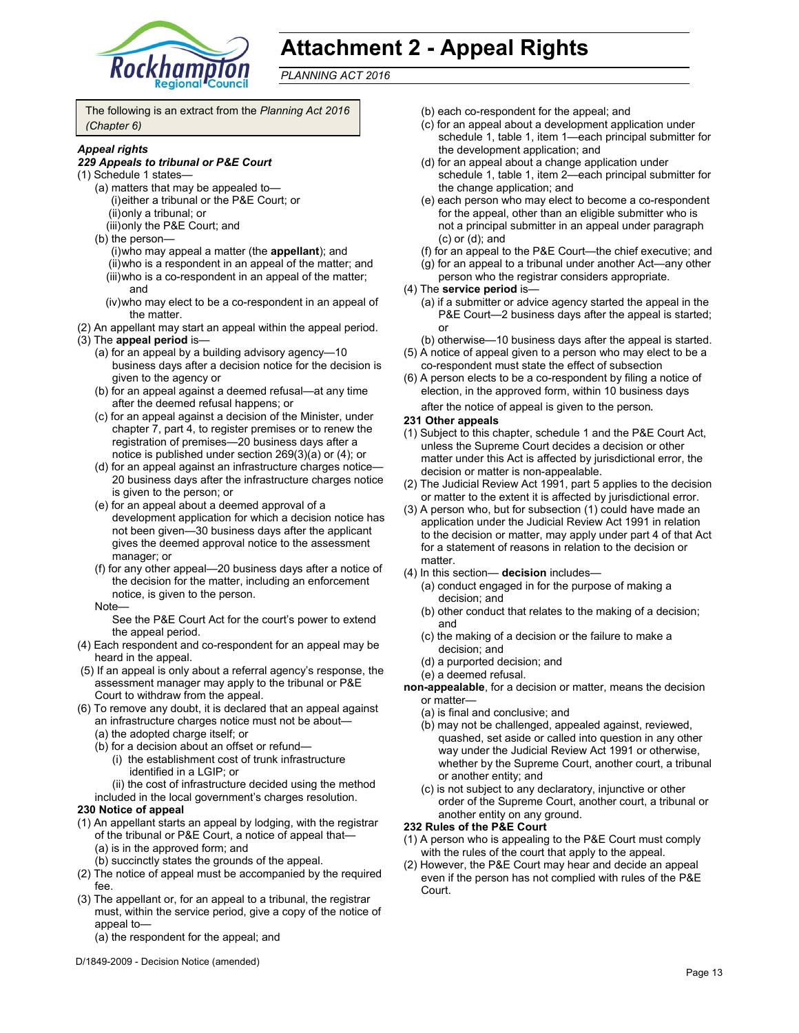# Attachment 2 - Appeal Rights

*PLANNING ACT 2016*

The following is an extract from the *Planning Act 2016 (Chapter 6)*

***Appeal rights***

***229 Appeals to tribunal or P&E Court***

(1) Schedule 1 states—
- (a) matters that may be appealed to—
  - (i) either a tribunal or the P&E Court; or
  - (ii) only a tribunal; or
  - (iii) only the P&E Court; and
- (b) the person—
  - (i) who may appeal a matter (the **appellant**); and
  - (ii) who is a respondent in an appeal of the matter; and
  - (iii) who is a co-respondent in an appeal of the matter; and
  - (iv) who may elect to be a co-respondent in an appeal of the matter.

(2) An appellant may start an appeal within the appeal period.

(3) The **appeal period** is—
- (a) for an appeal by a building advisory agency—10 business days after a decision notice for the decision is given to the agency or
- (b) for an appeal against a deemed refusal—at any time after the deemed refusal happens; or
- (c) for an appeal against a decision of the Minister, under chapter 7, part 4, to register premises or to renew the registration of premises—20 business days after a notice is published under section 269(3)(a) or (4); or
- (d) for an appeal against an infrastructure charges notice—20 business days after the infrastructure charges notice is given to the person; or
- (e) for an appeal about a deemed approval of a development application for which a decision notice has not been given—30 business days after the applicant gives the deemed approval notice to the assessment manager; or
- (f) for any other appeal—20 business days after a notice of the decision for the matter, including an enforcement notice, is given to the person.

Note—

See the P&E Court Act for the court's power to extend the appeal period.

(4) Each respondent and co-respondent for an appeal may be heard in the appeal.

(5) If an appeal is only about a referral agency's response, the assessment manager may apply to the tribunal or P&E Court to withdraw from the appeal.

(6) To remove any doubt, it is declared that an appeal against an infrastructure charges notice must not be about—
- (a) the adopted charge itself; or
- (b) for a decision about an offset or refund—
  - (i) the establishment cost of trunk infrastructure identified in a LGIP; or
  - (ii) the cost of infrastructure decided using the method included in the local government's charges resolution.

**230 Notice of appeal**

(1) An appellant starts an appeal by lodging, with the registrar of the tribunal or P&E Court, a notice of appeal that—
- (a) is in the approved form; and
- (b) succinctly states the grounds of the appeal.

(2) The notice of appeal must be accompanied by the required fee.

(3) The appellant or, for an appeal to a tribunal, the registrar must, within the service period, give a copy of the notice of appeal to—
- (a) the respondent for the appeal; and
- (b) each co-respondent for the appeal; and
- (c) for an appeal about a development application under schedule 1, table 1, item 1—each principal submitter for the development application; and
- (d) for an appeal about a change application under schedule 1, table 1, item 2—each principal submitter for the change application; and
- (e) each person who may elect to become a co-respondent for the appeal, other than an eligible submitter who is not a principal submitter in an appeal under paragraph (c) or (d); and
- (f) for an appeal to the P&E Court—the chief executive; and
- (g) for an appeal to a tribunal under another Act—any other person who the registrar considers appropriate.

(4) The **service period** is—
- (a) if a submitter or advice agency started the appeal in the P&E Court—2 business days after the appeal is started; or
- (b) otherwise—10 business days after the appeal is started.

(5) A notice of appeal given to a person who may elect to be a co-respondent must state the effect of subsection

(6) A person elects to be a co-respondent by filing a notice of election, in the approved form, within 10 business days after the notice of appeal is given to the person.

**231 Other appeals**

(1) Subject to this chapter, schedule 1 and the P&E Court Act, unless the Supreme Court decides a decision or other matter under this Act is affected by jurisdictional error, the decision or matter is non-appealable.

(2) The Judicial Review Act 1991, part 5 applies to the decision or matter to the extent it is affected by jurisdictional error.

(3) A person who, but for subsection (1) could have made an application under the Judicial Review Act 1991 in relation to the decision or matter, may apply under part 4 of that Act for a statement of reasons in relation to the decision or matter.

(4) In this section— **decision** includes—
- (a) conduct engaged in for the purpose of making a decision; and
- (b) other conduct that relates to the making of a decision; and
- (c) the making of a decision or the failure to make a decision; and
- (d) a purported decision; and
- (e) a deemed refusal.

**non-appealable**, for a decision or matter, means the decision or matter—
- (a) is final and conclusive; and
- (b) may not be challenged, appealed against, reviewed, quashed, set aside or called into question in any other way under the Judicial Review Act 1991 or otherwise, whether by the Supreme Court, another court, a tribunal or another entity; and
- (c) is not subject to any declaratory, injunctive or other order of the Supreme Court, another court, a tribunal or another entity on any ground.

**232 Rules of the P&E Court**

(1) A person who is appealing to the P&E Court must comply with the rules of the court that apply to the appeal.

(2) However, the P&E Court may hear and decide an appeal even if the person has not complied with rules of the P&E Court.

D/1849-2009 - Decision Notice (amended)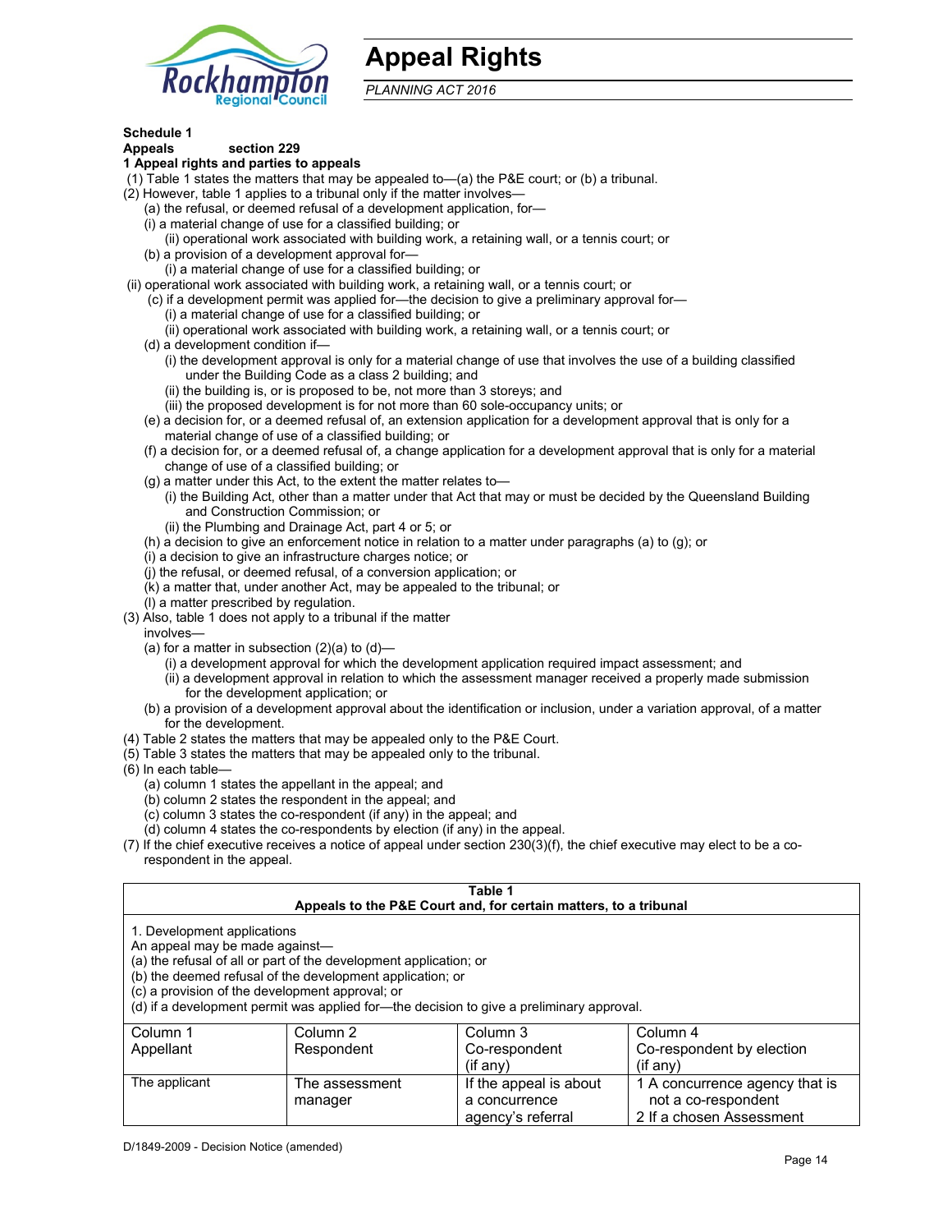# Appeal Rights

*PLANNING ACT 2016*

**Schedule 1**

**Appeals section 229**

**1 Appeal rights and parties to appeals**

(1) Table 1 states the matters that may be appealed to—(a) the P&E court; or (b) a tribunal.

(2) However, table 1 applies to a tribunal only if the matter involves—

(a) the refusal, or deemed refusal of a development application, for—

(i) a material change of use for a classified building; or

(ii) operational work associated with building work, a retaining wall, or a tennis court; or

(b) a provision of a development approval for—

(i) a material change of use for a classified building; or

(ii) operational work associated with building work, a retaining wall, or a tennis court; or

(c) if a development permit was applied for—the decision to give a preliminary approval for—

(i) a material change of use for a classified building; or

(ii) operational work associated with building work, a retaining wall, or a tennis court; or

(d) a development condition if—

(i) the development approval is only for a material change of use that involves the use of a building classified under the Building Code as a class 2 building; and

(ii) the building is, or is proposed to be, not more than 3 storeys; and

(iii) the proposed development is for not more than 60 sole-occupancy units; or

(e) a decision for, or a deemed refusal of, an extension application for a development approval that is only for a material change of use of a classified building; or

(f) a decision for, or a deemed refusal of, a change application for a development approval that is only for a material change of use of a classified building; or

(g) a matter under this Act, to the extent the matter relates to—

(i) the Building Act, other than a matter under that Act that may or must be decided by the Queensland Building and Construction Commission; or

(ii) the Plumbing and Drainage Act, part 4 or 5; or

(h) a decision to give an enforcement notice in relation to a matter under paragraphs (a) to (g); or

(i) a decision to give an infrastructure charges notice; or

(j) the refusal, or deemed refusal, of a conversion application; or

(k) a matter that, under another Act, may be appealed to the tribunal; or

(l) a matter prescribed by regulation.

(3) Also, table 1 does not apply to a tribunal if the matter involves—

(a) for a matter in subsection (2)(a) to (d)—

(i) a development approval for which the development application required impact assessment; and

(ii) a development approval in relation to which the assessment manager received a properly made submission for the development application; or

(b) a provision of a development approval about the identification or inclusion, under a variation approval, of a matter for the development.

(4) Table 2 states the matters that may be appealed only to the P&E Court.

(5) Table 3 states the matters that may be appealed only to the tribunal.

(6) In each table—

(a) column 1 states the appellant in the appeal; and

(b) column 2 states the respondent in the appeal; and

(c) column 3 states the co-respondent (if any) in the appeal; and

(d) column 4 states the co-respondents by election (if any) in the appeal.

(7) If the chief executive receives a notice of appeal under section 230(3)(f), the chief executive may elect to be a co-respondent in the appeal.

**Table 1**
**Appeals to the P&E Court and, for certain matters, to a tribunal**

1. Development applications

An appeal may be made against—

(a) the refusal of all or part of the development application; or

(b) the deemed refusal of the development application; or

(c) a provision of the development approval; or

(d) if a development permit was applied for—the decision to give a preliminary approval.

| Column 1<br>Appellant | Column 2<br>Respondent | Column 3<br>Co-respondent<br>(if any) | Column 4<br>Co-respondent by election<br>(if any) |
|---|---|---|---|
| The applicant | The assessment manager | If the appeal is about a concurrence agency's referral | 1 A concurrence agency that is not a co-respondent<br>2 If a chosen Assessment |

D/1849-2009 - Decision Notice (amended)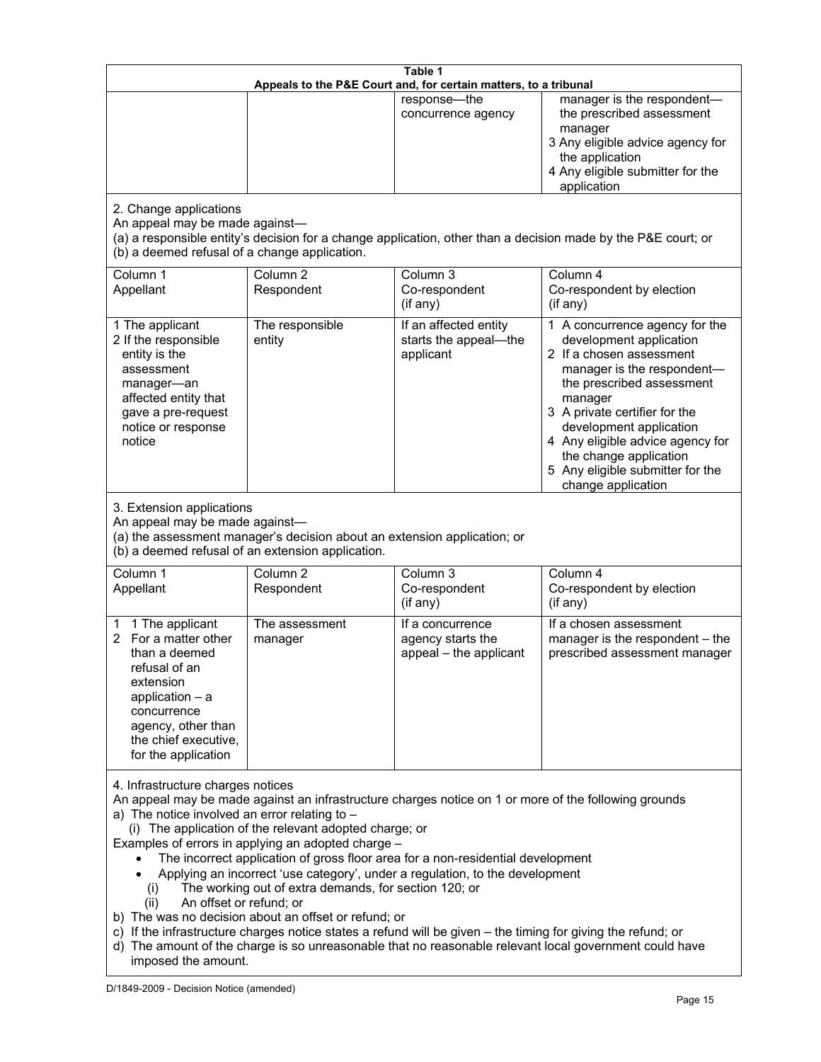**Table 1**
**Appeals to the P&E Court and, for certain matters, to a tribunal**

| | | | |
|---|---|---|---|
| | | response—the concurrence agency | manager is the respondent—the prescribed assessment manager<br>3 Any eligible advice agency for the application<br>4 Any eligible submitter for the application |

2. Change applications
An appeal may be made against—
(a) a responsible entity's decision for a change application, other than a decision made by the P&E court; or
(b) a deemed refusal of a change application.

| Column 1<br>Appellant | Column 2<br>Respondent | Column 3<br>Co-respondent<br>(if any) | Column 4<br>Co-respondent by election<br>(if any) |
|---|---|---|---|
| 1 The applicant<br>2 If the responsible entity is the assessment manager—an affected entity that gave a pre-request notice or response notice | The responsible entity | If an affected entity starts the appeal—the applicant | 1 A concurrence agency for the development application<br>2 If a chosen assessment manager is the respondent—the prescribed assessment manager<br>3 A private certifier for the development application<br>4 Any eligible advice agency for the change application<br>5 Any eligible submitter for the change application |

3. Extension applications
An appeal may be made against—
(a) the assessment manager's decision about an extension application; or
(b) a deemed refusal of an extension application.

| Column 1<br>Appellant | Column 2<br>Respondent | Column 3<br>Co-respondent<br>(if any) | Column 4<br>Co-respondent by election<br>(if any) |
|---|---|---|---|
| 1 1 The applicant<br>2 For a matter other than a deemed refusal of an extension application – a concurrence agency, other than the chief executive, for the application | The assessment manager | If a concurrence agency starts the appeal – the applicant | If a chosen assessment manager is the respondent – the prescribed assessment manager |

4. Infrastructure charges notices
An appeal may be made against an infrastructure charges notice on 1 or more of the following grounds
a) The notice involved an error relating to –
  (i) The application of the relevant adopted charge; or
Examples of errors in applying an adopted charge –
- The incorrect application of gross floor area for a non-residential development
- Applying an incorrect 'use category', under a regulation, to the development
  (i) The working out of extra demands, for section 120; or
  (ii) An offset or refund; or
b) The was no decision about an offset or refund; or
c) If the infrastructure charges notice states a refund will be given – the timing for giving the refund; or
d) The amount of the charge is so unreasonable that no reasonable relevant local government could have imposed the amount.

D/1849-2009 - Decision Notice (amended)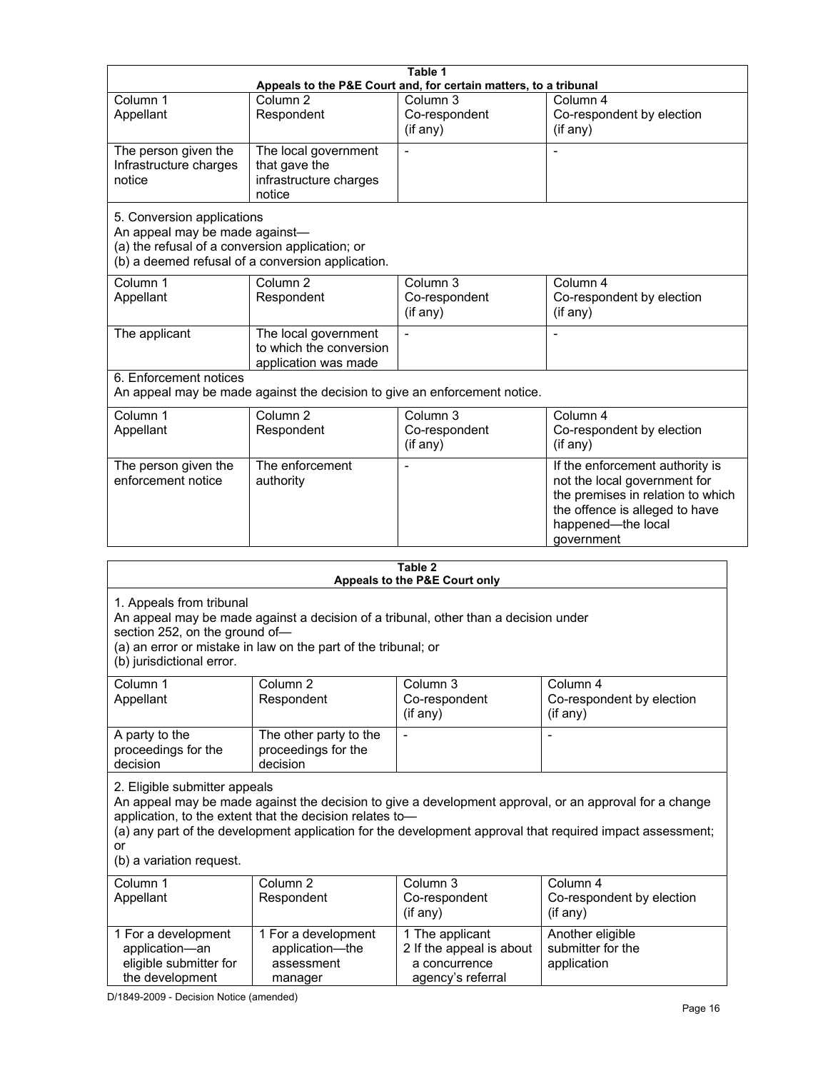**Table 1**
**Appeals to the P&E Court and, for certain matters, to a tribunal**

| Column 1<br>Appellant | Column 2<br>Respondent | Column 3<br>Co-respondent<br>(if any) | Column 4<br>Co-respondent by election<br>(if any) |
|---|---|---|---|
| The person given the Infrastructure charges notice | The local government that gave the infrastructure charges notice | - | - |

5. Conversion applications
An appeal may be made against—
(a) the refusal of a conversion application; or
(b) a deemed refusal of a conversion application.

| Column 1<br>Appellant | Column 2<br>Respondent | Column 3<br>Co-respondent<br>(if any) | Column 4<br>Co-respondent by election<br>(if any) |
|---|---|---|---|
| The applicant | The local government to which the conversion application was made | - | - |

6. Enforcement notices
An appeal may be made against the decision to give an enforcement notice.

| Column 1<br>Appellant | Column 2<br>Respondent | Column 3<br>Co-respondent<br>(if any) | Column 4<br>Co-respondent by election<br>(if any) |
|---|---|---|---|
| The person given the enforcement notice | The enforcement authority | - | If the enforcement authority is not the local government for the premises in relation to which the offence is alleged to have happened—the local government |

**Table 2**
**Appeals to the P&E Court only**

1. Appeals from tribunal
An appeal may be made against a decision of a tribunal, other than a decision under section 252, on the ground of—
(a) an error or mistake in law on the part of the tribunal; or
(b) jurisdictional error.

| Column 1<br>Appellant | Column 2<br>Respondent | Column 3<br>Co-respondent<br>(if any) | Column 4<br>Co-respondent by election<br>(if any) |
|---|---|---|---|
| A party to the proceedings for the decision | The other party to the proceedings for the decision | - | - |

2. Eligible submitter appeals
An appeal may be made against the decision to give a development approval, or an approval for a change application, to the extent that the decision relates to—
(a) any part of the development application for the development approval that required impact assessment; or
(b) a variation request.

| Column 1<br>Appellant | Column 2<br>Respondent | Column 3<br>Co-respondent<br>(if any) | Column 4<br>Co-respondent by election<br>(if any) |
|---|---|---|---|
| 1 For a development application—an eligible submitter for the development | 1 For a development application—the assessment manager | 1 The applicant<br>2 If the appeal is about a concurrence agency's referral | Another eligible submitter for the application |

D/1849-2009 - Decision Notice (amended)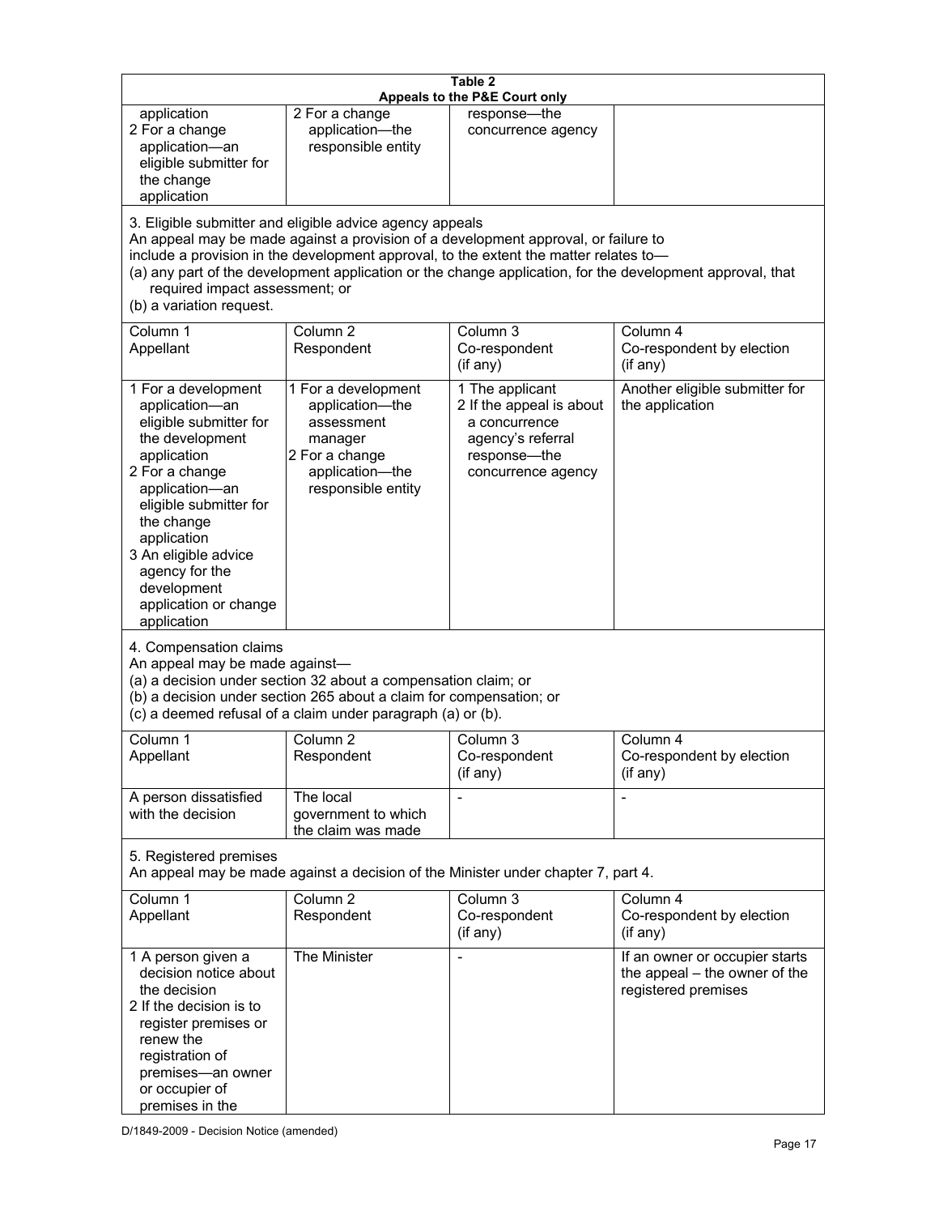**Table 2**
**Appeals to the P&E Court only**

| | | | |
|---|---|---|---|
| application<br>2 For a change application—an eligible submitter for the change application | 2 For a change application—the responsible entity | response—the concurrence agency | |

3. Eligible submitter and eligible advice agency appeals
An appeal may be made against a provision of a development approval, or failure to include a provision in the development approval, to the extent the matter relates to—
(a) any part of the development application or the change application, for the development approval, that required impact assessment; or
(b) a variation request.

| Column 1<br>Appellant | Column 2<br>Respondent | Column 3<br>Co-respondent<br>(if any) | Column 4<br>Co-respondent by election<br>(if any) |
|---|---|---|---|
| 1 For a development application—an eligible submitter for the development application<br>2 For a change application—an eligible submitter for the change application<br>3 An eligible advice agency for the development application or change application | 1 For a development application—the assessment manager<br>2 For a change application—the responsible entity | 1 The applicant<br>2 If the appeal is about a concurrence agency's referral response—the concurrence agency | Another eligible submitter for the application |

4. Compensation claims
An appeal may be made against—
(a) a decision under section 32 about a compensation claim; or
(b) a decision under section 265 about a claim for compensation; or
(c) a deemed refusal of a claim under paragraph (a) or (b).

| Column 1<br>Appellant | Column 2<br>Respondent | Column 3<br>Co-respondent<br>(if any) | Column 4<br>Co-respondent by election<br>(if any) |
|---|---|---|---|
| A person dissatisfied with the decision | The local government to which the claim was made | - | - |

5. Registered premises
An appeal may be made against a decision of the Minister under chapter 7, part 4.

| Column 1<br>Appellant | Column 2<br>Respondent | Column 3<br>Co-respondent<br>(if any) | Column 4<br>Co-respondent by election<br>(if any) |
|---|---|---|---|
| 1 A person given a decision notice about the decision<br>2 If the decision is to register premises or renew the registration of premises—an owner or occupier of premises in the | The Minister | - | If an owner or occupier starts the appeal – the owner of the registered premises |

D/1849-2009 - Decision Notice (amended)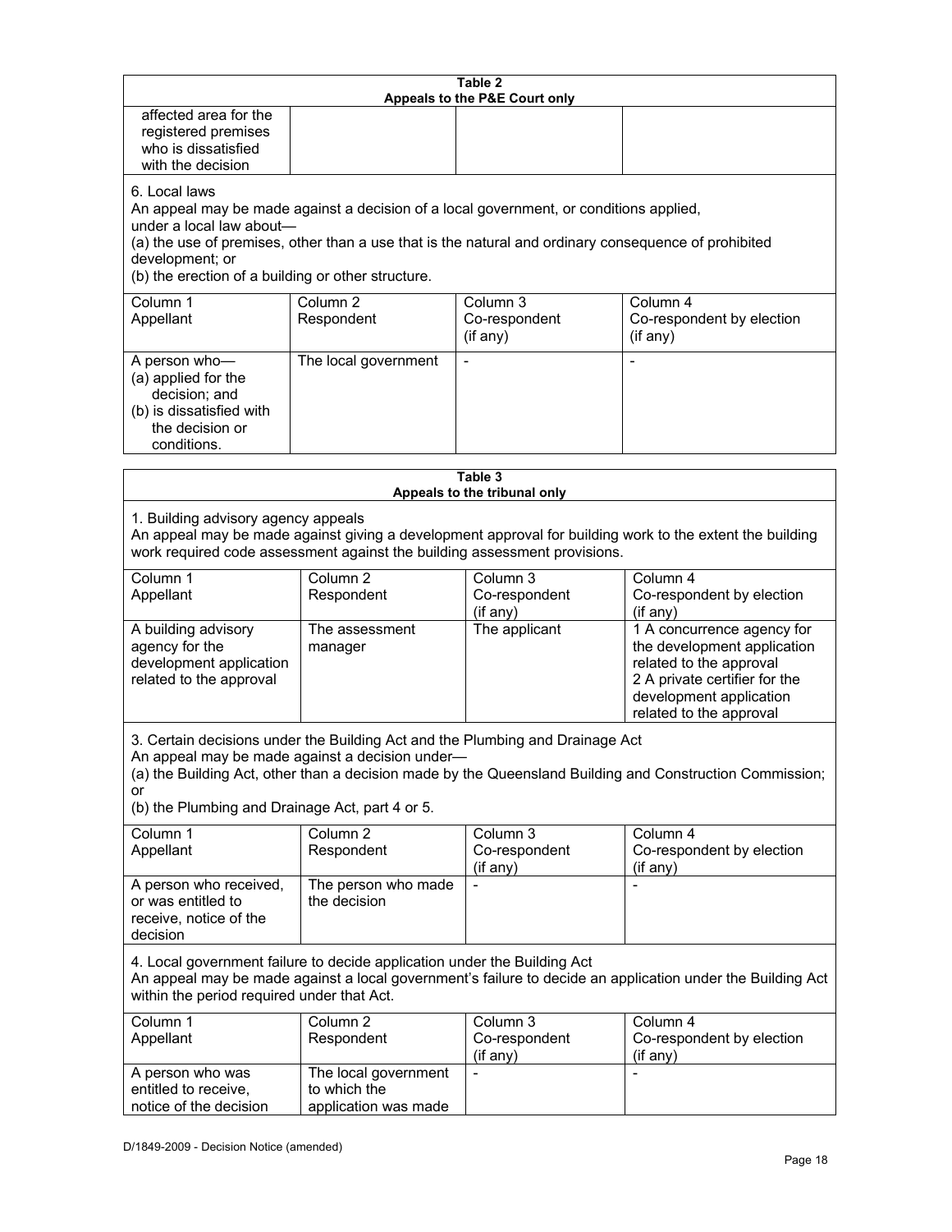**Table 2**
**Appeals to the P&E Court only**

| | | | |
|---|---|---|---|
| affected area for the registered premises who is dissatisfied with the decision | | | |

6. Local laws
An appeal may be made against a decision of a local government, or conditions applied, under a local law about—
(a) the use of premises, other than a use that is the natural and ordinary consequence of prohibited development; or
(b) the erection of a building or other structure.

| Column 1<br>Appellant | Column 2<br>Respondent | Column 3<br>Co-respondent<br>(if any) | Column 4<br>Co-respondent by election<br>(if any) |
|---|---|---|---|
| A person who—<br>(a) applied for the decision; and<br>(b) is dissatisfied with the decision or conditions. | The local government | - | - |

**Table 3**
**Appeals to the tribunal only**

1. Building advisory agency appeals
An appeal may be made against giving a development approval for building work to the extent the building work required code assessment against the building assessment provisions.

| Column 1<br>Appellant | Column 2<br>Respondent | Column 3<br>Co-respondent<br>(if any) | Column 4<br>Co-respondent by election<br>(if any) |
|---|---|---|---|
| A building advisory agency for the development application related to the approval | The assessment manager | The applicant | 1 A concurrence agency for the development application related to the approval<br>2 A private certifier for the development application related to the approval |

3. Certain decisions under the Building Act and the Plumbing and Drainage Act
An appeal may be made against a decision under—
(a) the Building Act, other than a decision made by the Queensland Building and Construction Commission; or
(b) the Plumbing and Drainage Act, part 4 or 5.

| Column 1<br>Appellant | Column 2<br>Respondent | Column 3<br>Co-respondent<br>(if any) | Column 4<br>Co-respondent by election<br>(if any) |
|---|---|---|---|
| A person who received, or was entitled to receive, notice of the decision | The person who made the decision | - | - |

4. Local government failure to decide application under the Building Act
An appeal may be made against a local government's failure to decide an application under the Building Act within the period required under that Act.

| Column 1<br>Appellant | Column 2<br>Respondent | Column 3<br>Co-respondent<br>(if any) | Column 4<br>Co-respondent by election<br>(if any) |
|---|---|---|---|
| A person who was entitled to receive, notice of the decision | The local government to which the application was made | - | - |

D/1849-2009 - Decision Notice (amended)